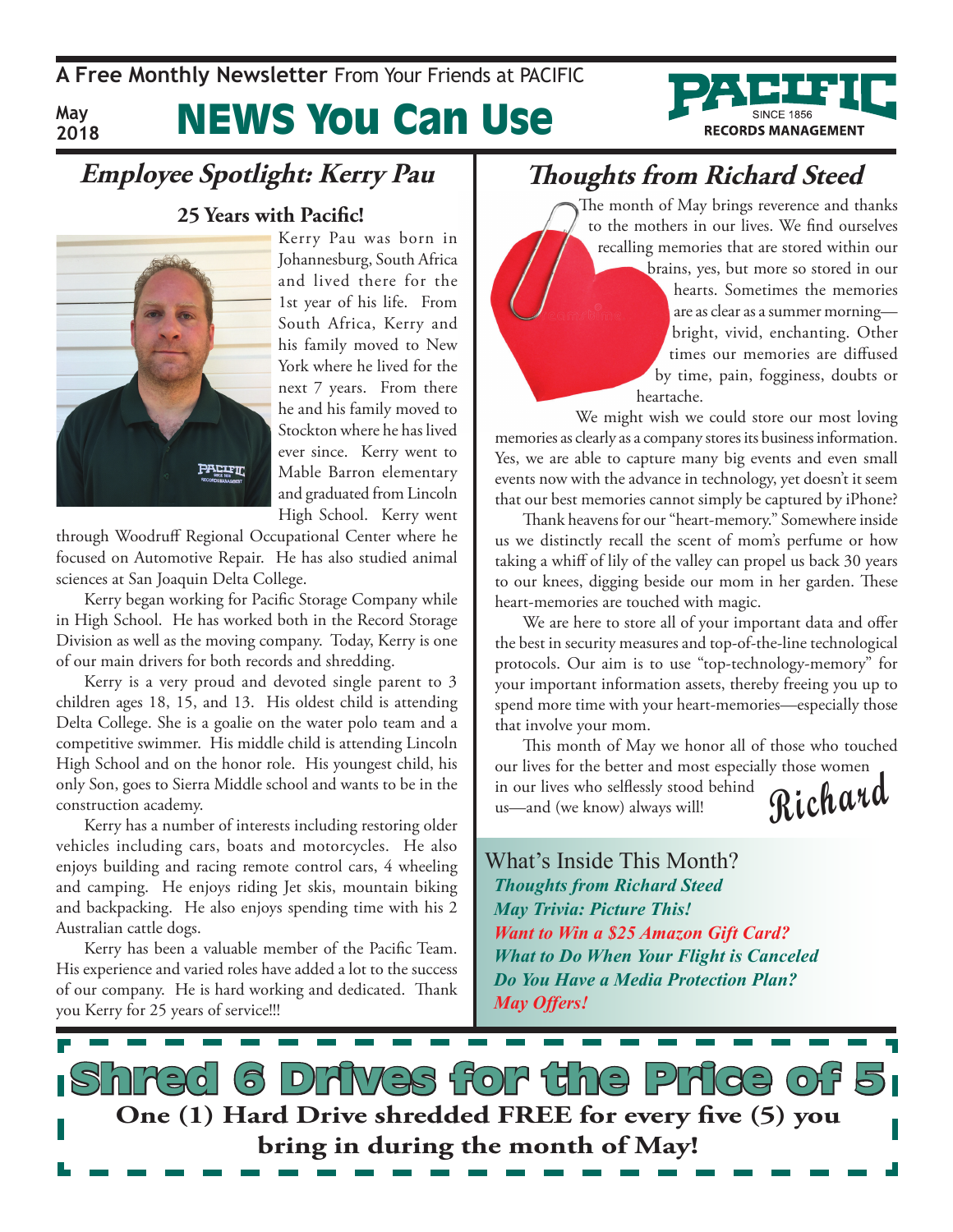A **Free Monthly Newsletter** From Your Friends at PACIFIC

**May 2018**

# NEWS You Can Use

PACIFIC SINCE 1856 RECORDS MANAGEMENT

## *Employee Spotlight: Kerry Pau*

### 25 Years with Pacific!

Kerry Pau was born in Johannesburg, South Africa and lived there for the 1st year of his life. From South Africa, Kerry and his family moved to New York where he lived for the next 7 years. From there he and his family moved to Stockton where he has lived ever since. Kerry went to Mable Barron elementary and graduated from Lincoln High School. Kerry went through Woodruff Regional Occupational Center where he focused on Automotive Repair. He has also studied animal sciences at San Joaquin Delta College.

Kerry began working for Pacific Storage Company while in High School. He has worked both in the Record Storage Division as well as the moving company. Today, Kerry is one of our main drivers for both records and shredding.

Kerry is a very proud and devoted single parent to 3 children ages 18, 15, and 13. His oldest child is attending Delta College. She is a goalie on the water polo team and a competitive swimmer. His middle child is attending Lincoln High School and on the honor role. His youngest child, his only Son, goes to Sierra Middle school and wants to be in the construction academy.

Kerry has a number of interests including restoring older vehicles including cars, boats and motorcycles. He also enjoys building and racing remote control cars, 4 wheeling and camping. He enjoys riding Jet skis, mountain biking and backpacking. He also enjoys spending time with his 2 Australian cattle dogs.

Kerry has been a valuable member of the Pacific Team. His experience and varied roles have added a lot to the success of our company. He is hard working and dedicated. Thank you Kerry for 25 years of service!!!

## *Thoughts from Richard Steed*

The month of May brings reverence and thanks to the mothers in our lives. We find ourselves recalling memories that are stored within our brains, yes, but more so stored in our hearts. Sometimes the memories are as clear as a summer morning—bright, vivid, enchanting. Other times our memories are diffused by time, pain, fogginess, doubts or heartache.

We might wish we could store our most loving memories as clearly as a company stores its business information. Yes, we are able to capture many big events and even small events now with the advance in technology, yet doesn't it seem that our best memories cannot simply be captured by iPhone?

Thank heavens for our "heart-memory." Somewhere inside us we distinctly recall the scent of mom's perfume or how taking a whiff of lily of the valley can propel us back 30 years to our knees, digging beside our mom in her garden. These heart-memories are touched with magic.

We are here to store all of your important data and offer the best in security measures and top-of-the-line technological protocols. Our aim is to use "top-technology-memory" for your important information assets, thereby freeing you up to spend more time with your heart-memories—especially those that involve your mom.

This month of May we honor all of those who touched our lives for the better and most especially those women in our lives who selflessly stood behind us—and (we know) always will!

*Richard*

### What's Inside This Month?

- ***Thoughts from Richard Steed***
- ***May Trivia: Picture This!***
- ***Want to Win a $25 Amazon Gift Card?***
- ***What to Do When Your Flight is Canceled***
- ***Do You Have a Media Protection Plan?***
- ***May Offers!***

## Shred 6 Drives for the Price of 5

**One (1) Hard Drive shredded FREE for every five (5) you bring in during the month of May!**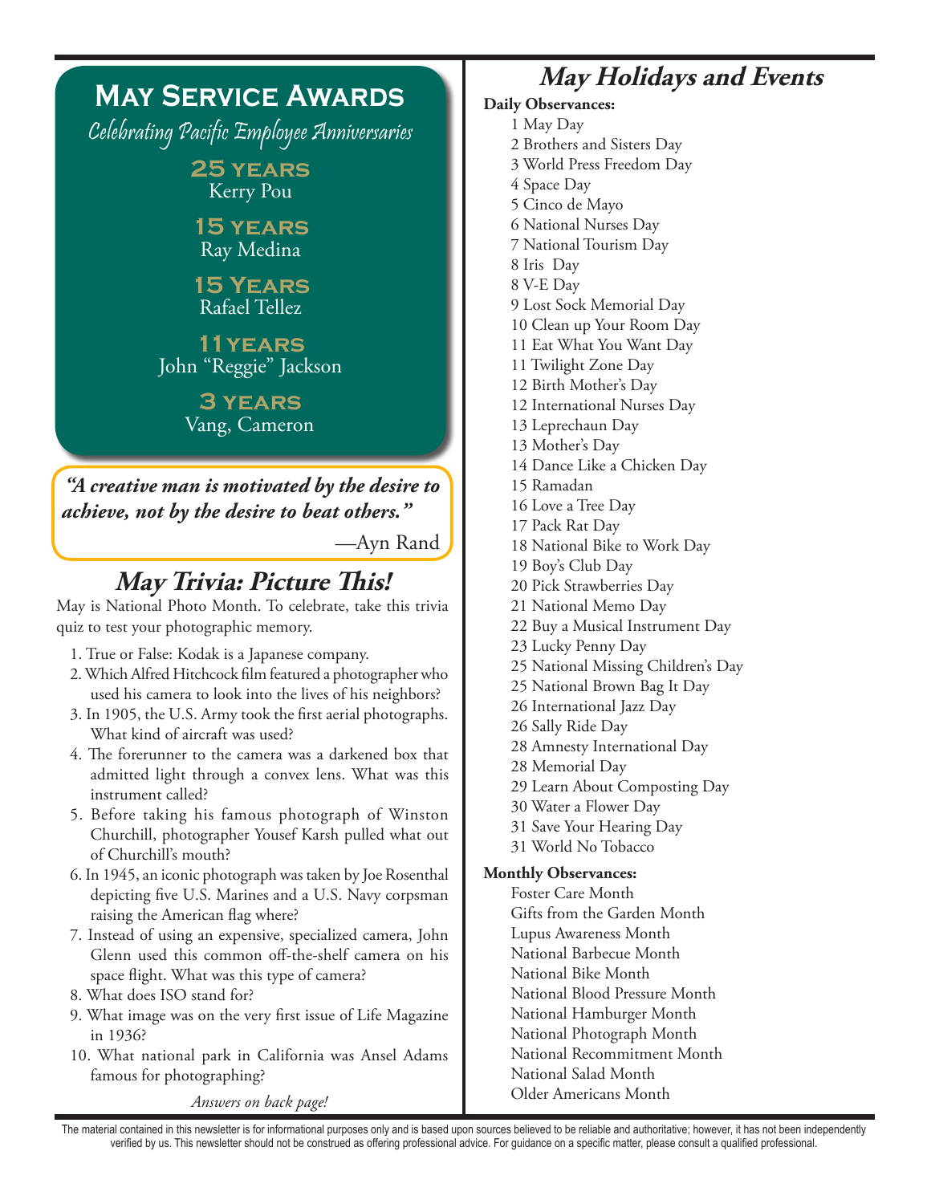# May Service Awards

*Celebrating Pacific Employee Anniversaries*

**25 years**
Kerry Pou

**15 years**
Ray Medina

**15 Years**
Rafael Tellez

**11 years**
John "Reggie" Jackson

**3 years**
Vang, Cameron

> ***"A creative man is motivated by the desire to achieve, not by the desire to beat others."***
>
> —Ayn Rand

## May Trivia: Picture This!

May is National Photo Month. To celebrate, take this trivia quiz to test your photographic memory.

1. True or False: Kodak is a Japanese company.
2. Which Alfred Hitchcock film featured a photographer who used his camera to look into the lives of his neighbors?
3. In 1905, the U.S. Army took the first aerial photographs. What kind of aircraft was used?
4. The forerunner to the camera was a darkened box that admitted light through a convex lens. What was this instrument called?
5. Before taking his famous photograph of Winston Churchill, photographer Yousef Karsh pulled what out of Churchill's mouth?
6. In 1945, an iconic photograph was taken by Joe Rosenthal depicting five U.S. Marines and a U.S. Navy corpsman raising the American flag where?
7. Instead of using an expensive, specialized camera, John Glenn used this common off-the-shelf camera on his space flight. What was this type of camera?
8. What does ISO stand for?
9. What image was on the very first issue of Life Magazine in 1936?
10. What national park in California was Ansel Adams famous for photographing?

*Answers on back page!*

## May Holidays and Events

**Daily Observances:**

1 May Day
2 Brothers and Sisters Day
3 World Press Freedom Day
4 Space Day
5 Cinco de Mayo
6 National Nurses Day
7 National Tourism Day
8 Iris Day
8 V-E Day
9 Lost Sock Memorial Day
10 Clean up Your Room Day
11 Eat What You Want Day
11 Twilight Zone Day
12 Birth Mother's Day
12 International Nurses Day
13 Leprechaun Day
13 Mother's Day
14 Dance Like a Chicken Day
15 Ramadan
16 Love a Tree Day
17 Pack Rat Day
18 National Bike to Work Day
19 Boy's Club Day
20 Pick Strawberries Day
21 National Memo Day
22 Buy a Musical Instrument Day
23 Lucky Penny Day
25 National Missing Children's Day
25 National Brown Bag It Day
26 International Jazz Day
26 Sally Ride Day
28 Amnesty International Day
28 Memorial Day
29 Learn About Composting Day
30 Water a Flower Day
31 Save Your Hearing Day
31 World No Tobacco

**Monthly Observances:**

Foster Care Month
Gifts from the Garden Month
Lupus Awareness Month
National Barbecue Month
National Bike Month
National Blood Pressure Month
National Hamburger Month
National Photograph Month
National Recommitment Month
National Salad Month
Older Americans Month

The material contained in this newsletter is for informational purposes only and is based upon sources believed to be reliable and authoritative; however, it has not been independently verified by us. This newsletter should not be construed as offering professional advice. For guidance on a specific matter, please consult a qualified professional.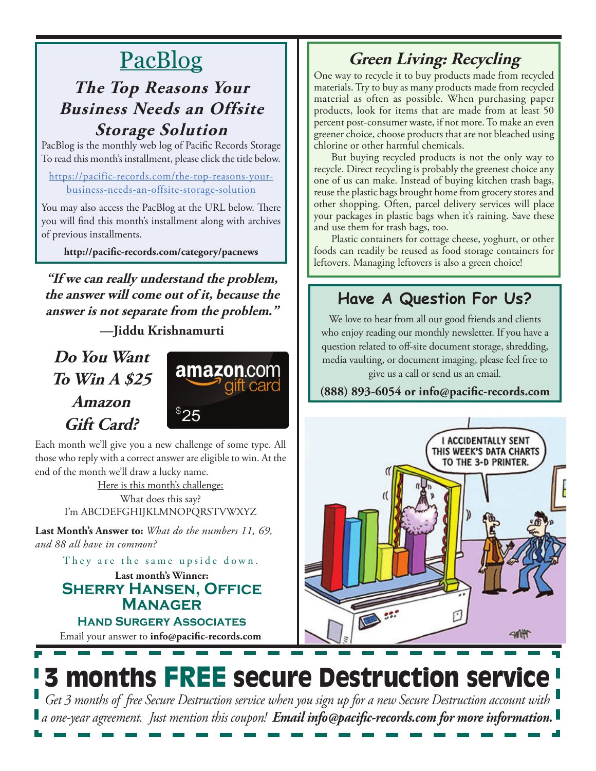# PacBlog

## *The Top Reasons Your Business Needs an Offsite Storage Solution*

PacBlog is the monthly web log of Pacific Records Storage To read this month's installment, please click the title below.

https://pacific-records.com/the-top-reasons-your-business-needs-an-offsite-storage-solution

You may also access the PacBlog at the URL below. There you will find this month's installment along with archives of previous installments.

**http://pacific-records.com/category/pacnews**

***"If we can really understand the problem, the answer will come out of it, because the answer is not separate from the problem."***

**—Jiddu Krishnamurti**

## *Do You Want To Win A $25 Amazon Gift Card?*

Each month we'll give you a new challenge of some type. All those who reply with a correct answer are eligible to win. At the end of the month we'll draw a lucky name.

Here is this month's challenge:

What does this say?

I'm ABCDEFGHIJKLMNOPQRSTVWXYZ

**Last Month's Answer to:** *What do the numbers 11, 69, and 88 all have in common?*

They are the same upside down.

**Last month's Winner:**

**SHERRY HANSEN, OFFICE MANAGER**

**HAND SURGERY ASSOCIATES**

Email your answer to **info@pacific-records.com**

## *Green Living: Recycling*

One way to recycle it to buy products made from recycled materials. Try to buy as many products made from recycled material as often as possible. When purchasing paper products, look for items that are made from at least 50 percent post-consumer waste, if not more. To make an even greener choice, choose products that are not bleached using chlorine or other harmful chemicals.

But buying recycled products is not the only way to recycle. Direct recycling is probably the greenest choice any one of us can make. Instead of buying kitchen trash bags, reuse the plastic bags brought home from grocery stores and other shopping. Often, parcel delivery services will place your packages in plastic bags when it's raining. Save these and use them for trash bags, too.

Plastic containers for cottage cheese, yoghurt, or other foods can readily be reused as food storage containers for leftovers. Managing leftovers is also a green choice!

## Have A Question For Us?

We love to hear from all our good friends and clients who enjoy reading our monthly newsletter. If you have a question related to off-site document storage, shredding, media vaulting, or document imaging, please feel free to give us a call or send us an email.

**(888) 893-6054 or info@pacific-records.com**

# 3 months FREE secure Destruction service

*Get 3 months of free Secure Destruction service when you sign up for a new Secure Destruction account with a one-year agreement. Just mention this coupon!* ***Email info@pacific-records.com for more information.***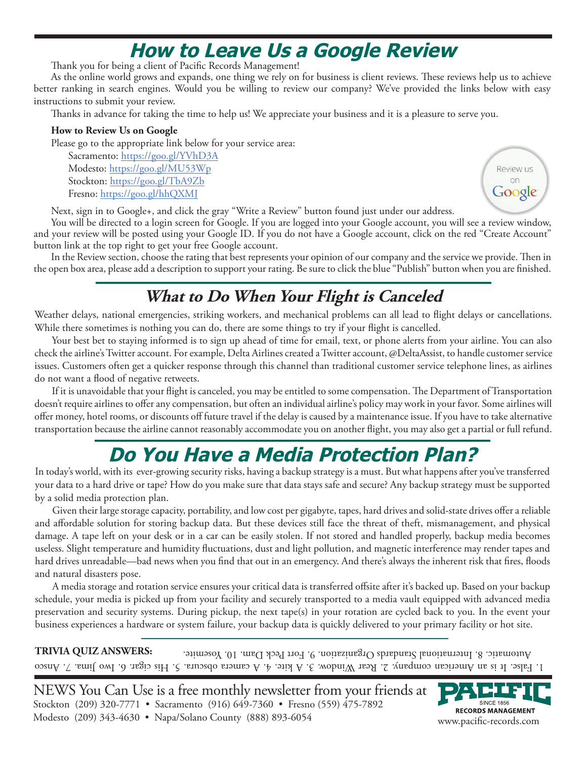# How to Leave Us a Google Review

Thank you for being a client of Pacific Records Management!

As the online world grows and expands, one thing we rely on for business is client reviews. These reviews help us to achieve better ranking in search engines. Would you be willing to review our company? We've provided the links below with easy instructions to submit your review.

Thanks in advance for taking the time to help us! We appreciate your business and it is a pleasure to serve you.

**How to Review Us on Google**

Please go to the appropriate link below for your service area:

Sacramento: https://goo.gl/YVhD3A
Modesto: https://goo.gl/MU53Wp
Stockton: https://goo.gl/TbA9Zb
Fresno: https://goo.gl/hhQXMJ

Review us on Google

Next, sign in to Google+, and click the gray "Write a Review" button found just under our address.

You will be directed to a login screen for Google. If you are logged into your Google account, you will see a review window, and your review will be posted using your Google ID. If you do not have a Google account, click on the red "Create Account" button link at the top right to get your free Google account.

In the Review section, choose the rating that best represents your opinion of our company and the service we provide. Then in the open box area, please add a description to support your rating. Be sure to click the blue "Publish" button when you are finished.

## What to Do When Your Flight is Canceled

Weather delays, national emergencies, striking workers, and mechanical problems can all lead to flight delays or cancellations. While there sometimes is nothing you can do, there are some things to try if your flight is cancelled.

Your best bet to staying informed is to sign up ahead of time for email, text, or phone alerts from your airline. You can also check the airline's Twitter account. For example, Delta Airlines created a Twitter account, @DeltaAssist, to handle customer service issues. Customers often get a quicker response through this channel than traditional customer service telephone lines, as airlines do not want a flood of negative retweets.

If it is unavoidable that your flight is canceled, you may be entitled to some compensation. The Department of Transportation doesn't require airlines to offer any compensation, but often an individual airline's policy may work in your favor. Some airlines will offer money, hotel rooms, or discounts off future travel if the delay is caused by a maintenance issue. If you have to take alternative transportation because the airline cannot reasonably accommodate you on another flight, you may also get a partial or full refund.

# Do You Have a Media Protection Plan?

In today's world, with its ever-growing security risks, having a backup strategy is a must. But what happens after you've transferred your data to a hard drive or tape? How do you make sure that data stays safe and secure? Any backup strategy must be supported by a solid media protection plan.

Given their large storage capacity, portability, and low cost per gigabyte, tapes, hard drives and solid-state drives offer a reliable and affordable solution for storing backup data. But these devices still face the threat of theft, mismanagement, and physical damage. A tape left on your desk or in a car can be easily stolen. If not stored and handled properly, backup media becomes useless. Slight temperature and humidity fluctuations, dust and light pollution, and magnetic interference may render tapes and hard drives unreadable—bad news when you find that out in an emergency. And there's always the inherent risk that fires, floods and natural disasters pose.

A media storage and rotation service ensures your critical data is transferred offsite after it's backed up. Based on your backup schedule, your media is picked up from your facility and securely transported to a media vault equipped with advanced media preservation and security systems. During pickup, the next tape(s) in your rotation are cycled back to you. In the event your business experiences a hardware or system failure, your backup data is quickly delivered to your primary facility or hot site.

**TRIVIA QUIZ ANSWERS:** 1. False. It is an American company. 2. Rear Window. 3. A kite. 4. A camera obscura. 5. His cigar. 6. Iwo Jima. 7. Ansco Automatic. 8. International Standards Organization. 9. Fort Peck Dam. 10. Yosemite.

NEWS You Can Use is a free monthly newsletter from your friends at

Stockton (209) 320-7771 • Sacramento (916) 649-7360 • Fresno (559) 475-7892
Modesto (209) 343-4630 • Napa/Solano County (888) 893-6054

PACIFIC SINCE 1856 RECORDS MANAGEMENT
www.pacific-records.com